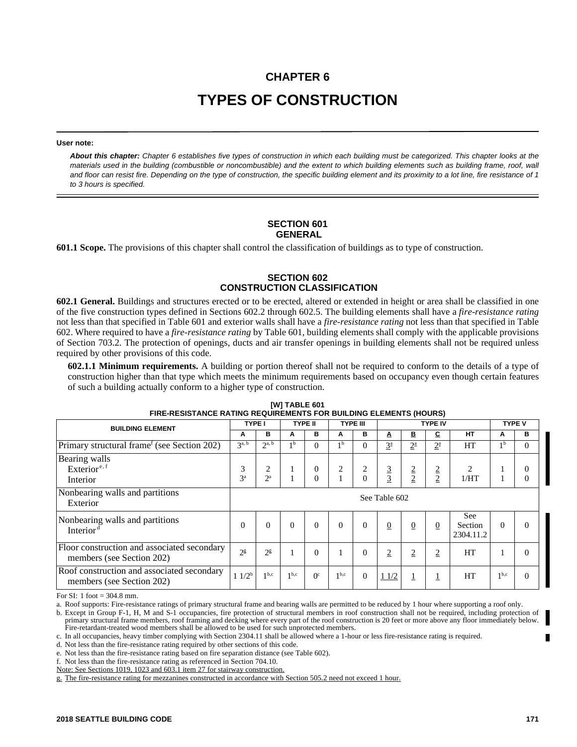# CHAPTER 6

# TYPES OF CONSTRUCTION

**User note:**

***About this chapter:*** *Chapter 6 establishes five types of construction in which each building must be categorized. This chapter looks at the materials used in the building (combustible or noncombustible) and the extent to which building elements such as building frame, roof, wall and floor can resist fire. Depending on the type of construction, the specific building element and its proximity to a lot line, fire resistance of 1 to 3 hours is specified.*

## SECTION 601 GENERAL

**601.1 Scope.** The provisions of this chapter shall control the classification of buildings as to type of construction.

## SECTION 602 CONSTRUCTION CLASSIFICATION

**602.1 General.** Buildings and structures erected or to be erected, altered or extended in height or area shall be classified in one of the five construction types defined in Sections 602.2 through 602.5. The building elements shall have a *fire-resistance rating* not less than that specified in Table 601 and exterior walls shall have a *fire-resistance rating* not less than that specified in Table 602. Where required to have a *fire-resistance rating* by Table 601, building elements shall comply with the applicable provisions of Section 703.2. The protection of openings, ducts and air transfer openings in building elements shall not be required unless required by other provisions of this code.

**602.1.1 Minimum requirements.** A building or portion thereof shall not be required to conform to the details of a type of construction higher than that type which meets the minimum requirements based on occupancy even though certain features of such a building actually conform to a higher type of construction.

**[W] TABLE 601**
**FIRE-RESISTANCE RATING REQUIREMENTS FOR BUILDING ELEMENTS (HOURS)**

| BUILDING ELEMENT | TYPE I | | TYPE II | | TYPE III | | TYPE IV | | | | TYPE V | |
|---|---|---|---|---|---|---|---|---|---|---|---|---|
| | A | B | A | B | A | B | A | B | C | HT | A | B |
| Primary structural frame[f] (see Section 202) | 3[a, b] | 2[a, b] | 1[b] | 0 | 1[b] | 0 | 3[a] | 2[a] | 2[a] | HT | 1[b] | 0 |
| Bearing walls<br>Exterior[e, f]<br>Interior | <br>3<br>3[a] | <br>2<br>2[a] | <br>1<br>1 | <br>0<br>0 | <br>2<br>1 | <br>2<br>0 | <br>3<br>3 | <br>2<br>2 | <br>2<br>2 | <br>2<br>1/HT | <br>1<br>1 | <br>0<br>0 |
| Nonbearing walls and partitions<br>Exterior | See Table 602 | | | | | | | | | | | |
| Nonbearing walls and partitions<br>Interior[d] | 0 | 0 | 0 | 0 | 0 | 0 | 0 | 0 | 0 | See Section 2304.11.2 | 0 | 0 |
| Floor construction and associated secondary members (see Section 202) | 2[g] | 2[g] | 1 | 0 | 1 | 0 | 2 | 2 | 2 | HT | 1 | 0 |
| Roof construction and associated secondary members (see Section 202) | 1 1/2[b] | 1[b,c] | 1[b,c] | 0[c] | 1[b,c] | 0 | 1 1/2 | 1 | 1 | HT | 1[b,c] | 0 |

For SI: 1 foot = 304.8 mm.

a. Roof supports: Fire-resistance ratings of primary structural frame and bearing walls are permitted to be reduced by 1 hour where supporting a roof only.

b. Except in Group F-1, H, M and S-1 occupancies, fire protection of structural members in roof construction shall not be required, including protection of primary structural frame members, roof framing and decking where every part of the roof construction is 20 feet or more above any floor immediately below. Fire-retardant-treated wood members shall be allowed to be used for such unprotected members.

c. In all occupancies, heavy timber complying with Section 2304.11 shall be allowed where a 1-hour or less fire-resistance rating is required.

d. Not less than the fire-resistance rating required by other sections of this code.

e. Not less than the fire-resistance rating based on fire separation distance (see Table 602).

f. Not less than the fire-resistance rating as referenced in Section 704.10.

Note: See Sections 1019, 1023 and 603.1 item 27 for stairway construction.

g. The fire-resistance rating for mezzanines constructed in accordance with Section 505.2 need not exceed 1 hour.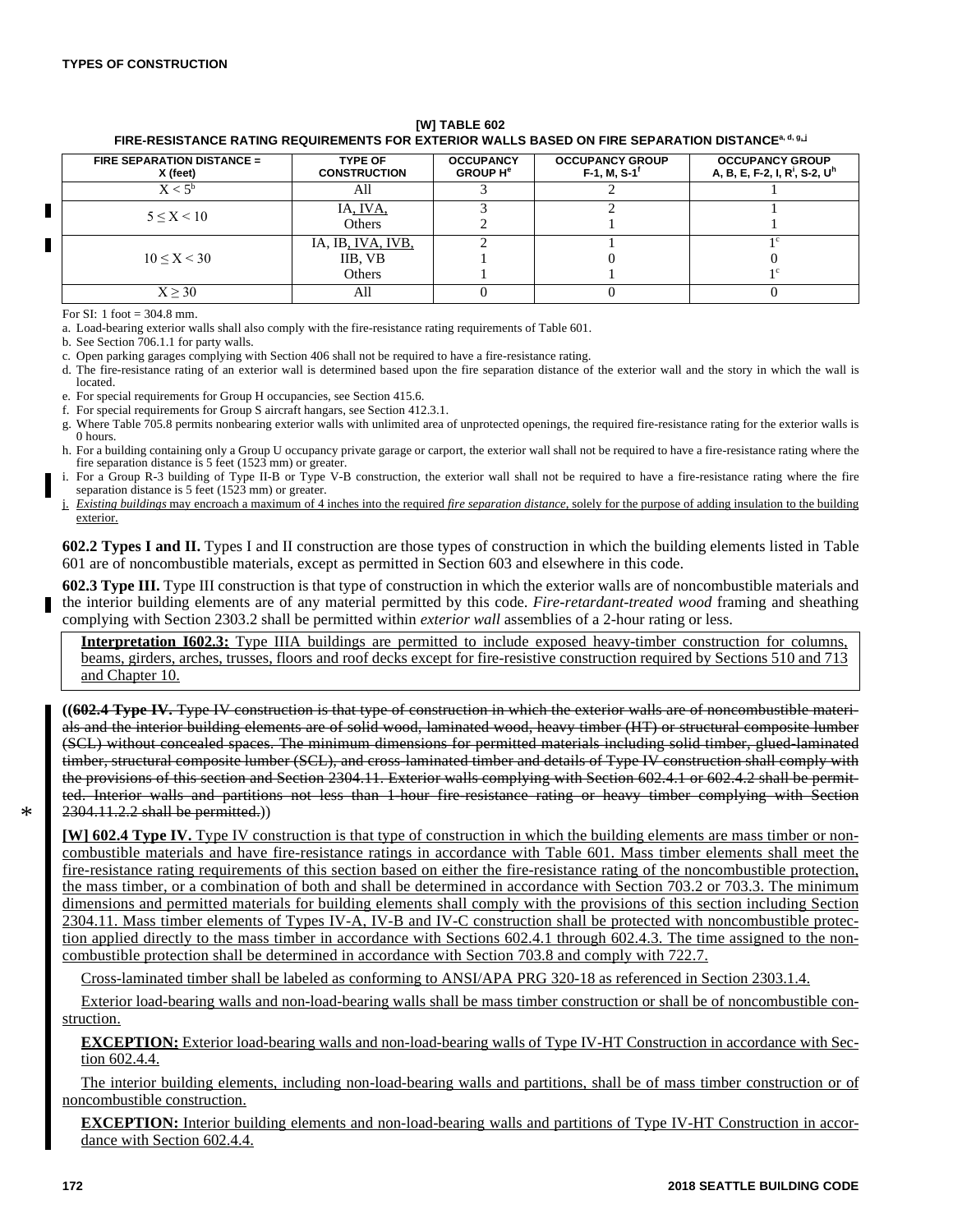**[W] TABLE 602**
**FIRE-RESISTANCE RATING REQUIREMENTS FOR EXTERIOR WALLS BASED ON FIRE SEPARATION DISTANCE[a, d, g, j]**

| FIRE SEPARATION DISTANCE = X (feet) | TYPE OF CONSTRUCTION | OCCUPANCY GROUP H[e] | OCCUPANCY GROUP F-1, M, S-1[f] | OCCUPANCY GROUP A, B, E, F-2, I, R[i], S-2, U[h] |
|---|---|---|---|---|
| $X < 5$[b] | All | 3 | 2 | 1 |
| $5 \leq X < 10$ | IA, IVA,<br>Others | 3<br>2 | 2<br>1 | 1<br>1 |
| $10 \leq X < 30$ | IA, IB, IVA, IVB,<br>IIB, VB<br>Others | 2<br>1<br>1 | 1<br>0<br>1 | 1[c]<br>0<br>1[c] |
| $X \geq 30$ | All | 0 | 0 | 0 |

For SI: 1 foot = 304.8 mm.

a. Load-bearing exterior walls shall also comply with the fire-resistance rating requirements of Table 601.

b. See Section 706.1.1 for party walls.

c. Open parking garages complying with Section 406 shall not be required to have a fire-resistance rating.

d. The fire-resistance rating of an exterior wall is determined based upon the fire separation distance of the exterior wall and the story in which the wall is located.

e. For special requirements for Group H occupancies, see Section 415.6.

f. For special requirements for Group S aircraft hangars, see Section 412.3.1.

g. Where Table 705.8 permits nonbearing exterior walls with unlimited area of unprotected openings, the required fire-resistance rating for the exterior walls is 0 hours.

h. For a building containing only a Group U occupancy private garage or carport, the exterior wall shall not be required to have a fire-resistance rating where the fire separation distance is 5 feet (1523 mm) or greater.

i. For a Group R-3 building of Type II-B or Type V-B construction, the exterior wall shall not be required to have a fire-resistance rating where the fire separation distance is 5 feet (1523 mm) or greater.

j. *Existing buildings* may encroach a maximum of 4 inches into the required *fire separation distance*, solely for the purpose of adding insulation to the building exterior.

**602.2 Types I and II.** Types I and II construction are those types of construction in which the building elements listed in Table 601 are of noncombustible materials, except as permitted in Section 603 and elsewhere in this code.

**602.3 Type III.** Type III construction is that type of construction in which the exterior walls are of noncombustible materials and the interior building elements are of any material permitted by this code. *Fire-retardant-treated wood* framing and sheathing complying with Section 2303.2 shall be permitted within *exterior wall* assemblies of a 2-hour rating or less.

> **Interpretation I602.3:** Type IIIA buildings are permitted to include exposed heavy-timber construction for columns, beams, girders, arches, trusses, floors and roof decks except for fire-resistive construction required by Sections 510 and 713 and Chapter 10.

((~~**602.4 Type IV.** Type IV construction is that type of construction in which the exterior walls are of noncombustible materials and the interior building elements are of solid wood, laminated wood, heavy timber (HT) or structural composite lumber (SCL) without concealed spaces. The minimum dimensions for permitted materials including solid timber, glued-laminated timber, structural composite lumber (SCL), and cross-laminated timber and details of Type IV construction shall comply with the provisions of this section and Section 2304.11. Exterior walls complying with Section 602.4.1 or 602.4.2 shall be permitted. Interior walls and partitions not less than 1-hour fire-resistance rating or heavy timber complying with Section 2304.11.2.2 shall be permitted.~~))

**[W] 602.4 Type IV.** Type IV construction is that type of construction in which the building elements are mass timber or noncombustible materials and have fire-resistance ratings in accordance with Table 601. Mass timber elements shall meet the fire-resistance rating requirements of this section based on either the fire-resistance rating of the noncombustible protection, the mass timber, or a combination of both and shall be determined in accordance with Section 703.2 or 703.3. The minimum dimensions and permitted materials for building elements shall comply with the provisions of this section including Section 2304.11. Mass timber elements of Types IV-A, IV-B and IV-C construction shall be protected with noncombustible protection applied directly to the mass timber in accordance with Sections 602.4.1 through 602.4.3. The time assigned to the noncombustible protection shall be determined in accordance with Section 703.8 and comply with 722.7.

Cross-laminated timber shall be labeled as conforming to ANSI/APA PRG 320-18 as referenced in Section 2303.1.4.

Exterior load-bearing walls and non-load-bearing walls shall be mass timber construction or shall be of noncombustible construction.

**EXCEPTION:** Exterior load-bearing walls and non-load-bearing walls of Type IV-HT Construction in accordance with Section 602.4.4.

The interior building elements, including non-load-bearing walls and partitions, shall be of mass timber construction or of noncombustible construction.

**EXCEPTION:** Interior building elements and non-load-bearing walls and partitions of Type IV-HT Construction in accordance with Section 602.4.4.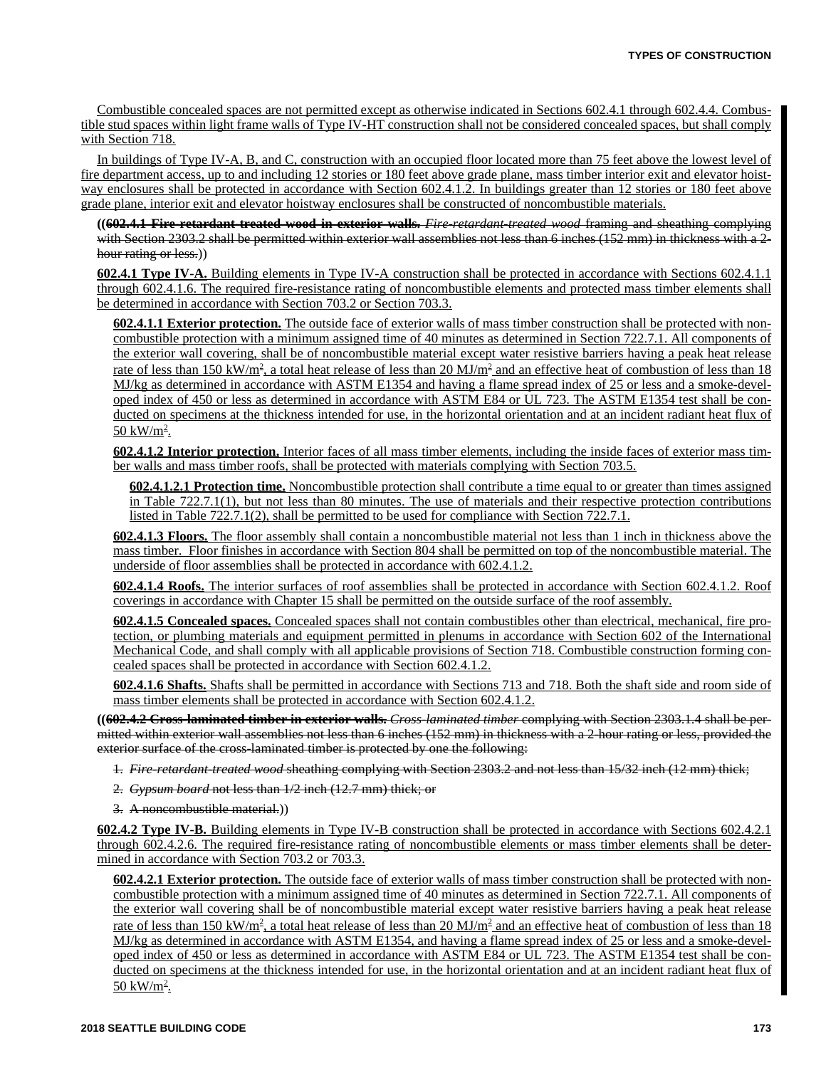Combustible concealed spaces are not permitted except as otherwise indicated in Sections 602.4.1 through 602.4.4. Combustible stud spaces within light frame walls of Type IV-HT construction shall not be considered concealed spaces, but shall comply with Section 718.

In buildings of Type IV-A, B, and C, construction with an occupied floor located more than 75 feet above the lowest level of fire department access, up to and including 12 stories or 180 feet above grade plane, mass timber interior exit and elevator hoistway enclosures shall be protected in accordance with Section 602.4.1.2. In buildings greater than 12 stories or 180 feet above grade plane, interior exit and elevator hoistway enclosures shall be constructed of noncombustible materials.

((~~**602.4.1 Fire-retardant-treated wood in exterior walls.** *Fire-retardant-treated wood* framing and sheathing complying with Section 2303.2 shall be permitted within exterior wall assemblies not less than 6 inches (152 mm) in thickness with a 2-hour rating or less.~~))

**602.4.1 Type IV-A.** Building elements in Type IV-A construction shall be protected in accordance with Sections 602.4.1.1 through 602.4.1.6. The required fire-resistance rating of noncombustible elements and protected mass timber elements shall be determined in accordance with Section 703.2 or Section 703.3.

**602.4.1.1 Exterior protection.** The outside face of exterior walls of mass timber construction shall be protected with noncombustible protection with a minimum assigned time of 40 minutes as determined in Section 722.7.1. All components of the exterior wall covering, shall be of noncombustible material except water resistive barriers having a peak heat release rate of less than 150 kW/m$^2$, a total heat release of less than 20 MJ/m$^2$ and an effective heat of combustion of less than 18 MJ/kg as determined in accordance with ASTM E1354 and having a flame spread index of 25 or less and a smoke-developed index of 450 or less as determined in accordance with ASTM E84 or UL 723. The ASTM E1354 test shall be conducted on specimens at the thickness intended for use, in the horizontal orientation and at an incident radiant heat flux of 50 kW/m$^2$.

**602.4.1.2 Interior protection.** Interior faces of all mass timber elements, including the inside faces of exterior mass timber walls and mass timber roofs, shall be protected with materials complying with Section 703.5.

**602.4.1.2.1 Protection time.** Noncombustible protection shall contribute a time equal to or greater than times assigned in Table 722.7.1(1), but not less than 80 minutes. The use of materials and their respective protection contributions listed in Table 722.7.1(2), shall be permitted to be used for compliance with Section 722.7.1.

**602.4.1.3 Floors.** The floor assembly shall contain a noncombustible material not less than 1 inch in thickness above the mass timber. Floor finishes in accordance with Section 804 shall be permitted on top of the noncombustible material. The underside of floor assemblies shall be protected in accordance with 602.4.1.2.

**602.4.1.4 Roofs.** The interior surfaces of roof assemblies shall be protected in accordance with Section 602.4.1.2. Roof coverings in accordance with Chapter 15 shall be permitted on the outside surface of the roof assembly.

**602.4.1.5 Concealed spaces.** Concealed spaces shall not contain combustibles other than electrical, mechanical, fire protection, or plumbing materials and equipment permitted in plenums in accordance with Section 602 of the International Mechanical Code, and shall comply with all applicable provisions of Section 718. Combustible construction forming concealed spaces shall be protected in accordance with Section 602.4.1.2.

**602.4.1.6 Shafts.** Shafts shall be permitted in accordance with Sections 713 and 718. Both the shaft side and room side of mass timber elements shall be protected in accordance with Section 602.4.1.2.

((~~**602.4.2 Cross-laminated timber in exterior walls.** *Cross-laminated timber* complying with Section 2303.1.4 shall be permitted within exterior wall assemblies not less than 6 inches (152 mm) in thickness with a 2-hour rating or less, provided the exterior surface of the cross-laminated timber is protected by one the following:~~

1. ~~*Fire-retardant-treated wood* sheathing complying with Section 2303.2 and not less than 15/32 inch (12 mm) thick;~~
2. ~~*Gypsum board* not less than 1/2 inch (12.7 mm) thick; or~~
3. ~~A noncombustible material.~~))

**602.4.2 Type IV-B.** Building elements in Type IV-B construction shall be protected in accordance with Sections 602.4.2.1 through 602.4.2.6. The required fire-resistance rating of noncombustible elements or mass timber elements shall be determined in accordance with Section 703.2 or 703.3.

**602.4.2.1 Exterior protection.** The outside face of exterior walls of mass timber construction shall be protected with noncombustible protection with a minimum assigned time of 40 minutes as determined in Section 722.7.1. All components of the exterior wall covering shall be of noncombustible material except water resistive barriers having a peak heat release rate of less than 150 kW/m$^2$, a total heat release of less than 20 MJ/m$^2$ and an effective heat of combustion of less than 18 MJ/kg as determined in accordance with ASTM E1354, and having a flame spread index of 25 or less and a smoke-developed index of 450 or less as determined in accordance with ASTM E84 or UL 723. The ASTM E1354 test shall be conducted on specimens at the thickness intended for use, in the horizontal orientation and at an incident radiant heat flux of 50 kW/m$^2$.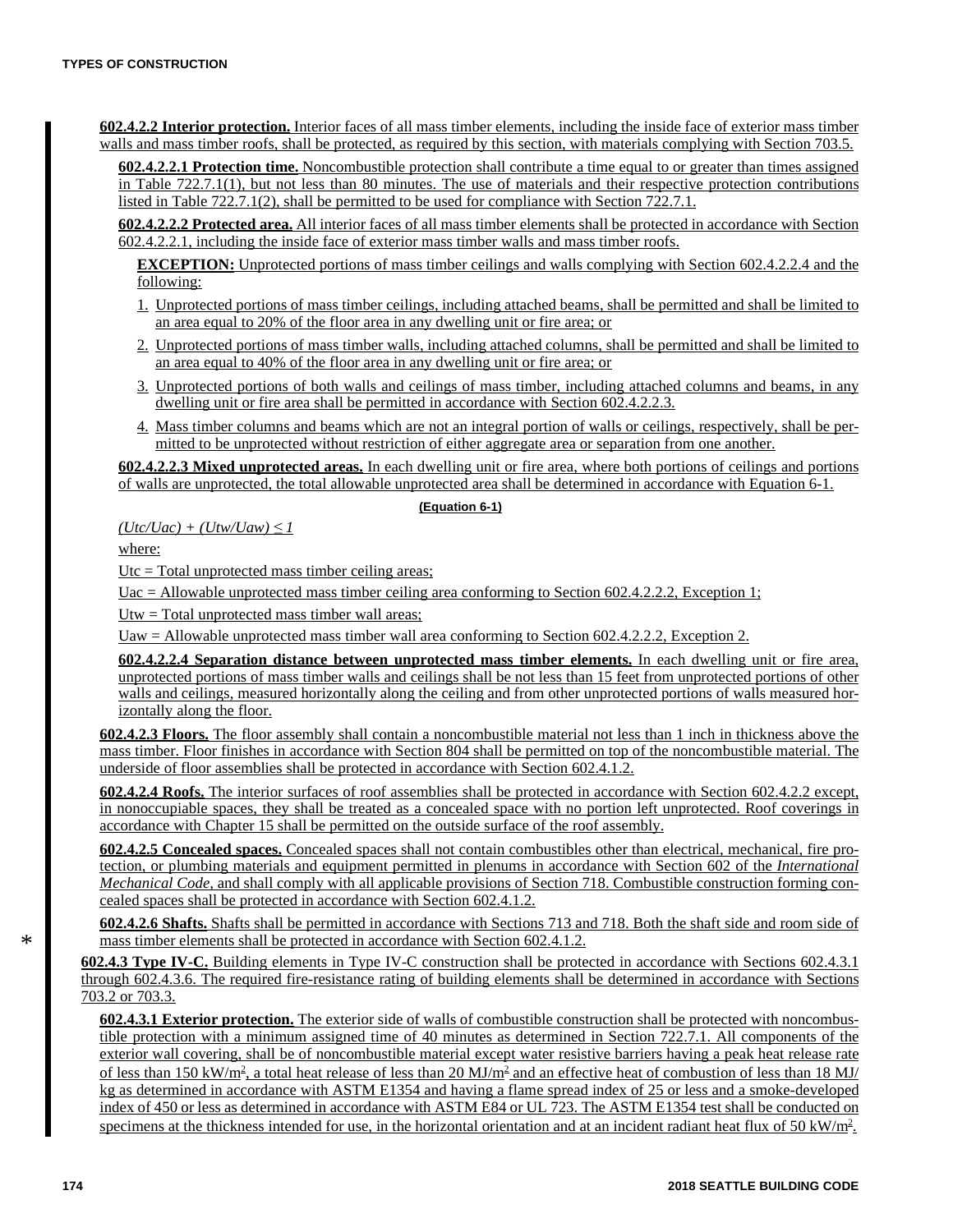**602.4.2.2 Interior protection.** Interior faces of all mass timber elements, including the inside face of exterior mass timber walls and mass timber roofs, shall be protected, as required by this section, with materials complying with Section 703.5.

**602.4.2.2.1 Protection time.** Noncombustible protection shall contribute a time equal to or greater than times assigned in Table 722.7.1(1), but not less than 80 minutes. The use of materials and their respective protection contributions listed in Table 722.7.1(2), shall be permitted to be used for compliance with Section 722.7.1.

**602.4.2.2.2 Protected area.** All interior faces of all mass timber elements shall be protected in accordance with Section 602.4.2.2.1, including the inside face of exterior mass timber walls and mass timber roofs.

**EXCEPTION:** Unprotected portions of mass timber ceilings and walls complying with Section 602.4.2.2.4 and the following:

1. Unprotected portions of mass timber ceilings, including attached beams, shall be permitted and shall be limited to an area equal to 20% of the floor area in any dwelling unit or fire area; or
2. Unprotected portions of mass timber walls, including attached columns, shall be permitted and shall be limited to an area equal to 40% of the floor area in any dwelling unit or fire area; or
3. Unprotected portions of both walls and ceilings of mass timber, including attached columns and beams, in any dwelling unit or fire area shall be permitted in accordance with Section 602.4.2.2.3.
4. Mass timber columns and beams which are not an integral portion of walls or ceilings, respectively, shall be permitted to be unprotected without restriction of either aggregate area or separation from one another.

**602.4.2.2.3 Mixed unprotected areas.** In each dwelling unit or fire area, where both portions of ceilings and portions of walls are unprotected, the total allowable unprotected area shall be determined in accordance with Equation 6-1.

**(Equation 6-1)**

$$(U_{tc}/U_{ac}) + (U_{tw}/U_{aw}) \leq 1$$

where:

Utc = Total unprotected mass timber ceiling areas;

Uac = Allowable unprotected mass timber ceiling area conforming to Section 602.4.2.2.2, Exception 1;

Utw = Total unprotected mass timber wall areas;

Uaw = Allowable unprotected mass timber wall area conforming to Section 602.4.2.2.2, Exception 2.

**602.4.2.2.4 Separation distance between unprotected mass timber elements.** In each dwelling unit or fire area, unprotected portions of mass timber walls and ceilings shall be not less than 15 feet from unprotected portions of other walls and ceilings, measured horizontally along the ceiling and from other unprotected portions of walls measured horizontally along the floor.

**602.4.2.3 Floors.** The floor assembly shall contain a noncombustible material not less than 1 inch in thickness above the mass timber. Floor finishes in accordance with Section 804 shall be permitted on top of the noncombustible material. The underside of floor assemblies shall be protected in accordance with Section 602.4.1.2.

**602.4.2.4 Roofs.** The interior surfaces of roof assemblies shall be protected in accordance with Section 602.4.2.2 except, in nonoccupiable spaces, they shall be treated as a concealed space with no portion left unprotected. Roof coverings in accordance with Chapter 15 shall be permitted on the outside surface of the roof assembly.

**602.4.2.5 Concealed spaces.** Concealed spaces shall not contain combustibles other than electrical, mechanical, fire protection, or plumbing materials and equipment permitted in plenums in accordance with Section 602 of the *International Mechanical Code*, and shall comply with all applicable provisions of Section 718. Combustible construction forming concealed spaces shall be protected in accordance with Section 602.4.1.2.

**602.4.2.6 Shafts.** Shafts shall be permitted in accordance with Sections 713 and 718. Both the shaft side and room side of mass timber elements shall be protected in accordance with Section 602.4.1.2.

**602.4.3 Type IV-C.** Building elements in Type IV-C construction shall be protected in accordance with Sections 602.4.3.1 through 602.4.3.6. The required fire-resistance rating of building elements shall be determined in accordance with Sections 703.2 or 703.3.

**602.4.3.1 Exterior protection.** The exterior side of walls of combustible construction shall be protected with noncombustible protection with a minimum assigned time of 40 minutes as determined in Section 722.7.1. All components of the exterior wall covering, shall be of noncombustible material except water resistive barriers having a peak heat release rate of less than 150 kW/m[2], a total heat release of less than 20 MJ/m[2] and an effective heat of combustion of less than 18 MJ/kg as determined in accordance with ASTM E1354 and having a flame spread index of 25 or less and a smoke-developed index of 450 or less as determined in accordance with ASTM E84 or UL 723. The ASTM E1354 test shall be conducted on specimens at the thickness intended for use, in the horizontal orientation and at an incident radiant heat flux of 50 kW/m[2].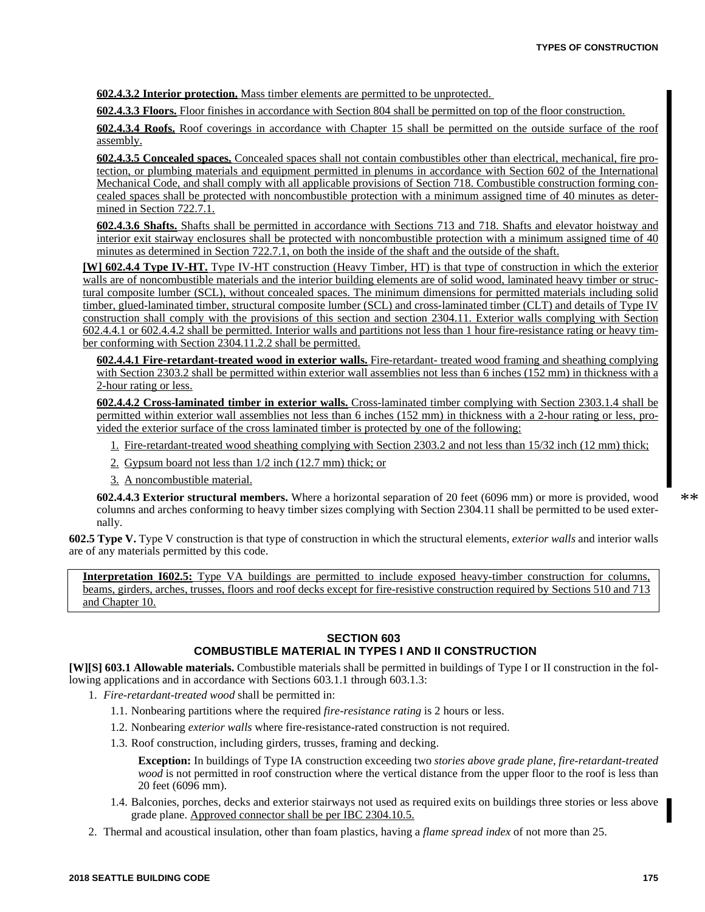**602.4.3.2 Interior protection.** Mass timber elements are permitted to be unprotected.

**602.4.3.3 Floors.** Floor finishes in accordance with Section 804 shall be permitted on top of the floor construction.

**602.4.3.4 Roofs.** Roof coverings in accordance with Chapter 15 shall be permitted on the outside surface of the roof assembly.

**602.4.3.5 Concealed spaces.** Concealed spaces shall not contain combustibles other than electrical, mechanical, fire protection, or plumbing materials and equipment permitted in plenums in accordance with Section 602 of the International Mechanical Code, and shall comply with all applicable provisions of Section 718. Combustible construction forming concealed spaces shall be protected with noncombustible protection with a minimum assigned time of 40 minutes as determined in Section 722.7.1.

**602.4.3.6 Shafts.** Shafts shall be permitted in accordance with Sections 713 and 718. Shafts and elevator hoistway and interior exit stairway enclosures shall be protected with noncombustible protection with a minimum assigned time of 40 minutes as determined in Section 722.7.1, on both the inside of the shaft and the outside of the shaft.

**[W] 602.4.4 Type IV-HT.** Type IV-HT construction (Heavy Timber, HT) is that type of construction in which the exterior walls are of noncombustible materials and the interior building elements are of solid wood, laminated heavy timber or structural composite lumber (SCL), without concealed spaces. The minimum dimensions for permitted materials including solid timber, glued-laminated timber, structural composite lumber (SCL) and cross-laminated timber (CLT) and details of Type IV construction shall comply with the provisions of this section and section 2304.11. Exterior walls complying with Section 602.4.4.1 or 602.4.4.2 shall be permitted. Interior walls and partitions not less than 1 hour fire-resistance rating or heavy timber conforming with Section 2304.11.2.2 shall be permitted.

**602.4.4.1 Fire-retardant-treated wood in exterior walls.** Fire-retardant- treated wood framing and sheathing complying with Section 2303.2 shall be permitted within exterior wall assemblies not less than 6 inches (152 mm) in thickness with a 2-hour rating or less.

**602.4.4.2 Cross-laminated timber in exterior walls.** Cross-laminated timber complying with Section 2303.1.4 shall be permitted within exterior wall assemblies not less than 6 inches (152 mm) in thickness with a 2-hour rating or less, provided the exterior surface of the cross laminated timber is protected by one of the following:

1. Fire-retardant-treated wood sheathing complying with Section 2303.2 and not less than 15/32 inch (12 mm) thick;
2. Gypsum board not less than 1/2 inch (12.7 mm) thick; or
3. A noncombustible material.

**602.4.4.3 Exterior structural members.** Where a horizontal separation of 20 feet (6096 mm) or more is provided, wood columns and arches conforming to heavy timber sizes complying with Section 2304.11 shall be permitted to be used externally.

**602.5 Type V.** Type V construction is that type of construction in which the structural elements, *exterior walls* and interior walls are of any materials permitted by this code.

**Interpretation I602.5:** Type VA buildings are permitted to include exposed heavy-timber construction for columns, beams, girders, arches, trusses, floors and roof decks except for fire-resistive construction required by Sections 510 and 713 and Chapter 10.

## SECTION 603
## COMBUSTIBLE MATERIAL IN TYPES I AND II CONSTRUCTION

**[W][S] 603.1 Allowable materials.** Combustible materials shall be permitted in buildings of Type I or II construction in the following applications and in accordance with Sections 603.1.1 through 603.1.3:

1. *Fire-retardant-treated wood* shall be permitted in:
   - 1.1. Nonbearing partitions where the required *fire-resistance rating* is 2 hours or less.
   - 1.2. Nonbearing *exterior walls* where fire-resistance-rated construction is not required.
   - 1.3. Roof construction, including girders, trusses, framing and decking.

     **Exception:** In buildings of Type IA construction exceeding two *stories above grade plane*, *fire-retardant-treated wood* is not permitted in roof construction where the vertical distance from the upper floor to the roof is less than 20 feet (6096 mm).
   - 1.4. Balconies, porches, decks and exterior stairways not used as required exits on buildings three stories or less above grade plane. Approved connector shall be per IBC 2304.10.5.
2. Thermal and acoustical insulation, other than foam plastics, having a *flame spread index* of not more than 25.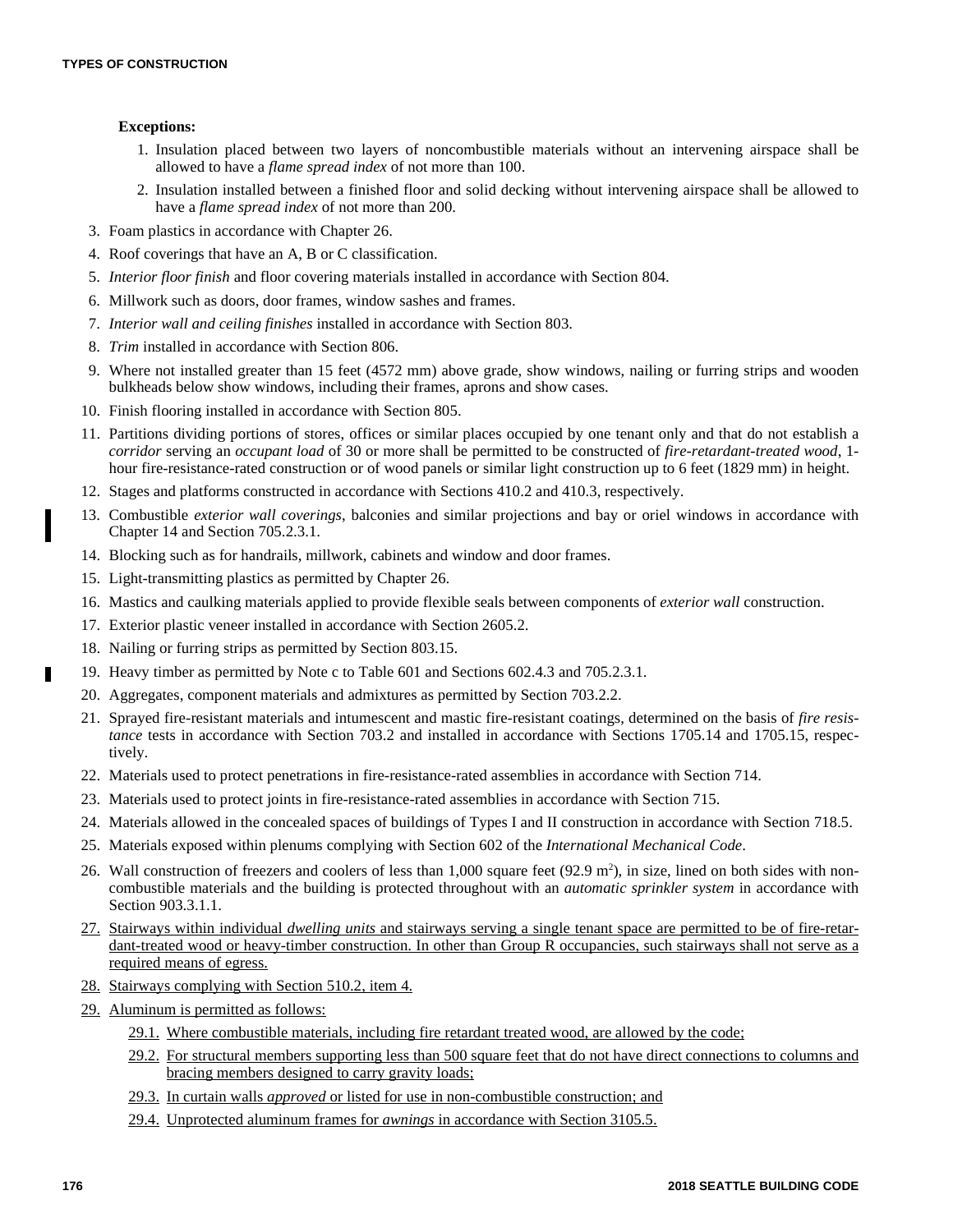**Exceptions:**

1. Insulation placed between two layers of noncombustible materials without an intervening airspace shall be allowed to have a *flame spread index* of not more than 100.
2. Insulation installed between a finished floor and solid decking without intervening airspace shall be allowed to have a *flame spread index* of not more than 200.

3. Foam plastics in accordance with Chapter 26.
4. Roof coverings that have an A, B or C classification.
5. *Interior floor finish* and floor covering materials installed in accordance with Section 804.
6. Millwork such as doors, door frames, window sashes and frames.
7. *Interior wall and ceiling finishes* installed in accordance with Section 803.
8. *Trim* installed in accordance with Section 806.
9. Where not installed greater than 15 feet (4572 mm) above grade, show windows, nailing or furring strips and wooden bulkheads below show windows, including their frames, aprons and show cases.
10. Finish flooring installed in accordance with Section 805.
11. Partitions dividing portions of stores, offices or similar places occupied by one tenant only and that do not establish a *corridor* serving an *occupant load* of 30 or more shall be permitted to be constructed of *fire-retardant-treated wood*, 1-hour fire-resistance-rated construction or of wood panels or similar light construction up to 6 feet (1829 mm) in height.
12. Stages and platforms constructed in accordance with Sections 410.2 and 410.3, respectively.
13. Combustible *exterior wall coverings*, balconies and similar projections and bay or oriel windows in accordance with Chapter 14 and Section 705.2.3.1.
14. Blocking such as for handrails, millwork, cabinets and window and door frames.
15. Light-transmitting plastics as permitted by Chapter 26.
16. Mastics and caulking materials applied to provide flexible seals between components of *exterior wall* construction.
17. Exterior plastic veneer installed in accordance with Section 2605.2.
18. Nailing or furring strips as permitted by Section 803.15.
19. Heavy timber as permitted by Note c to Table 601 and Sections 602.4.3 and 705.2.3.1.
20. Aggregates, component materials and admixtures as permitted by Section 703.2.2.
21. Sprayed fire-resistant materials and intumescent and mastic fire-resistant coatings, determined on the basis of *fire resistance* tests in accordance with Section 703.2 and installed in accordance with Sections 1705.14 and 1705.15, respectively.
22. Materials used to protect penetrations in fire-resistance-rated assemblies in accordance with Section 714.
23. Materials used to protect joints in fire-resistance-rated assemblies in accordance with Section 715.
24. Materials allowed in the concealed spaces of buildings of Types I and II construction in accordance with Section 718.5.
25. Materials exposed within plenums complying with Section 602 of the *International Mechanical Code*.
26. Wall construction of freezers and coolers of less than 1,000 square feet (92.9 $m^2$), in size, lined on both sides with noncombustible materials and the building is protected throughout with an *automatic sprinkler system* in accordance with Section 903.3.1.1.
27. Stairways within individual *dwelling units* and stairways serving a single tenant space are permitted to be of fire-retardant-treated wood or heavy-timber construction. In other than Group R occupancies, such stairways shall not serve as a required means of egress.
28. Stairways complying with Section 510.2, item 4.
29. Aluminum is permitted as follows:
    - 29.1. Where combustible materials, including fire retardant treated wood, are allowed by the code;
    - 29.2. For structural members supporting less than 500 square feet that do not have direct connections to columns and bracing members designed to carry gravity loads;
    - 29.3. In curtain walls *approved* or listed for use in non-combustible construction; and
    - 29.4. Unprotected aluminum frames for *awnings* in accordance with Section 3105.5.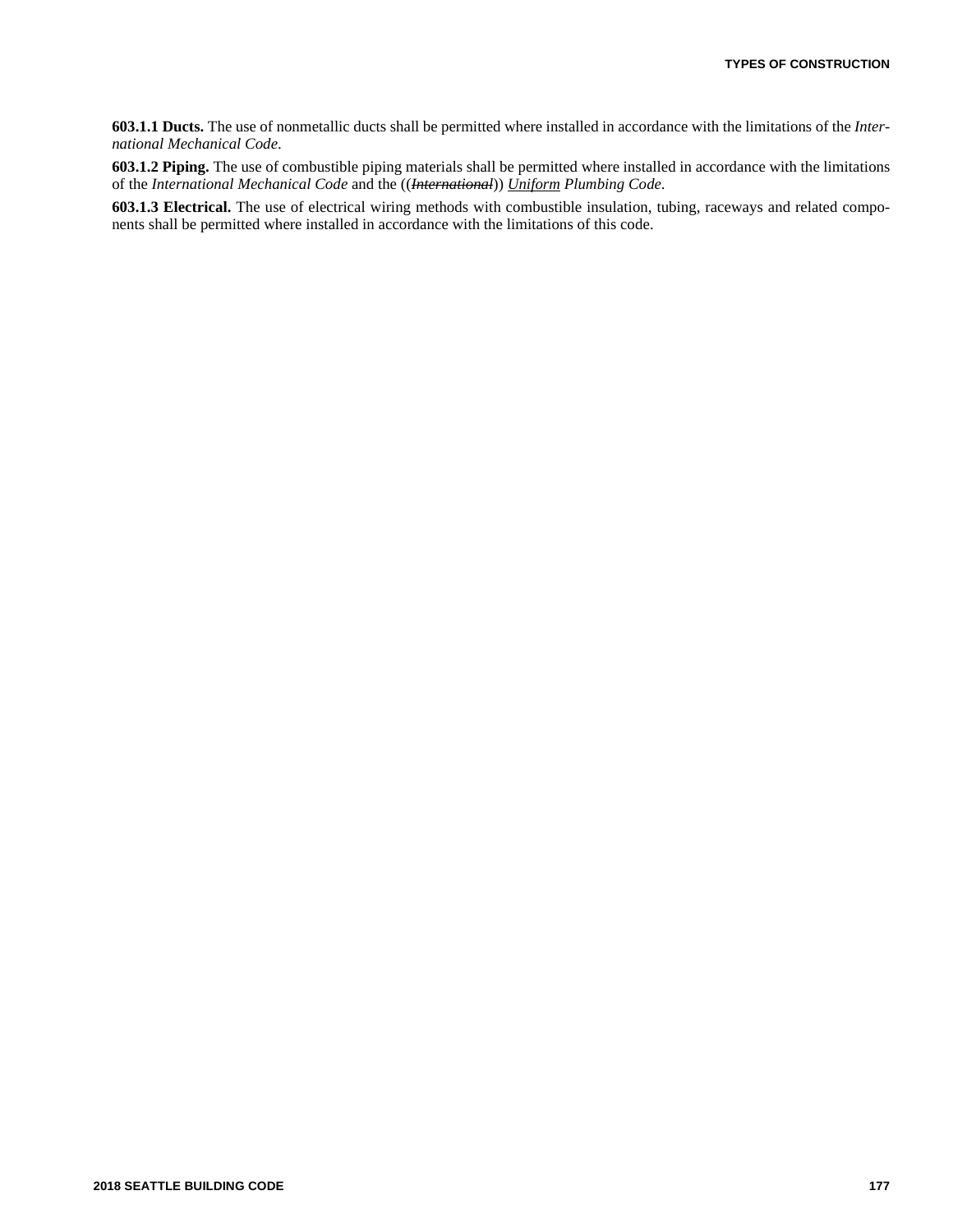**603.1.1 Ducts.** The use of nonmetallic ducts shall be permitted where installed in accordance with the limitations of the *International Mechanical Code*.

**603.1.2 Piping.** The use of combustible piping materials shall be permitted where installed in accordance with the limitations of the *International Mechanical Code* and the ((~~*International*~~)) <u>*Uniform*</u> *Plumbing Code*.

**603.1.3 Electrical.** The use of electrical wiring methods with combustible insulation, tubing, raceways and related components shall be permitted where installed in accordance with the limitations of this code.